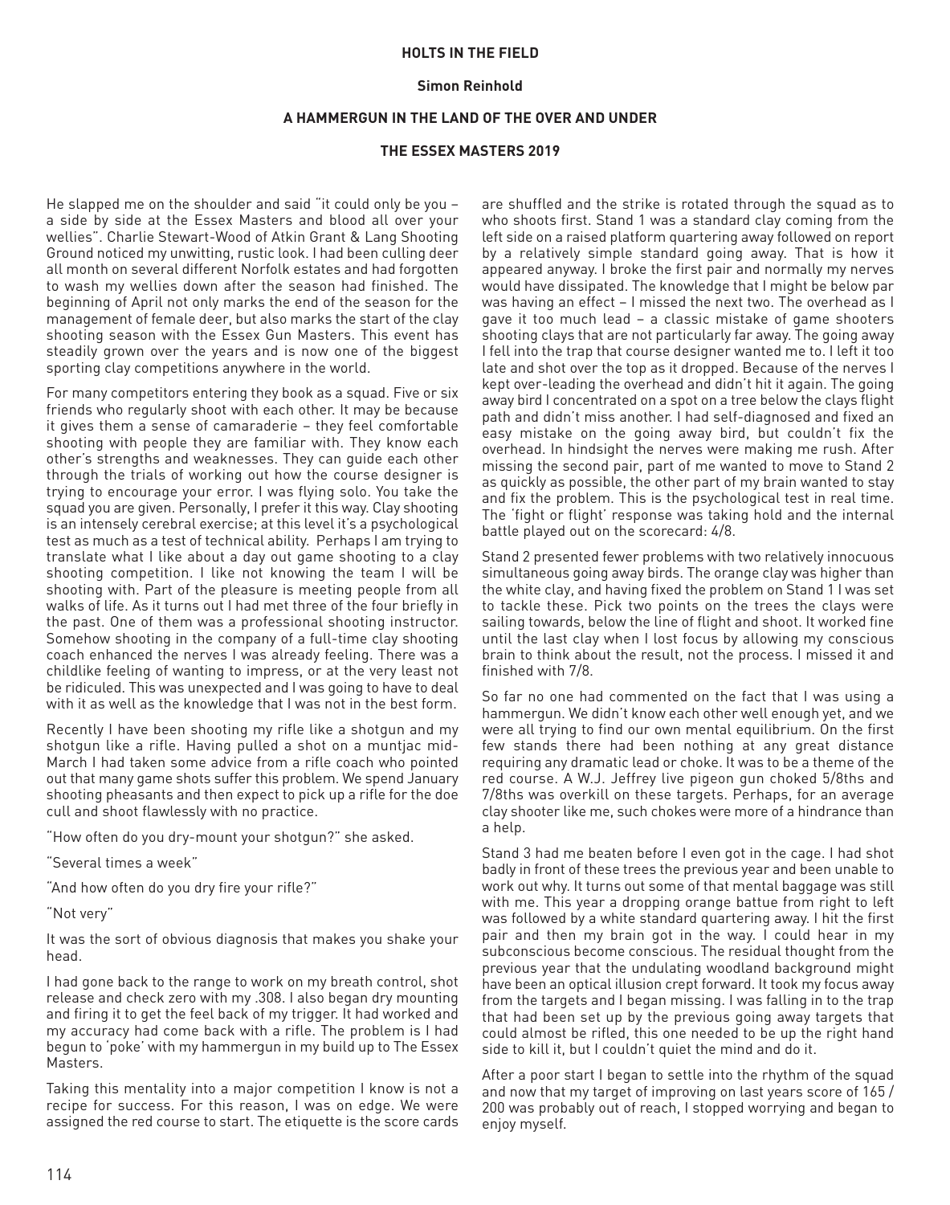**HOLTS IN THE FIELD**

**Simon Reinhold**

## A HAMMERGUN IN THE LAND OF THE OVER AND UNDER

## THE ESSEX MASTERS 2019

He slapped me on the shoulder and said "it could only be you – a side by side at the Essex Masters and blood all over your wellies". Charlie Stewart-Wood of Atkin Grant & Lang Shooting Ground noticed my unwitting, rustic look. I had been culling deer all month on several different Norfolk estates and had forgotten to wash my wellies down after the season had finished. The beginning of April not only marks the end of the season for the management of female deer, but also marks the start of the clay shooting season with the Essex Gun Masters. This event has steadily grown over the years and is now one of the biggest sporting clay competitions anywhere in the world.

For many competitors entering they book as a squad. Five or six friends who regularly shoot with each other. It may be because it gives them a sense of camaraderie – they feel comfortable shooting with people they are familiar with. They know each other's strengths and weaknesses. They can guide each other through the trials of working out how the course designer is trying to encourage your error. I was flying solo. You take the squad you are given. Personally, I prefer it this way. Clay shooting is an intensely cerebral exercise; at this level it's a psychological test as much as a test of technical ability. Perhaps I am trying to translate what I like about a day out game shooting to a clay shooting competition. I like not knowing the team I will be shooting with. Part of the pleasure is meeting people from all walks of life. As it turns out I had met three of the four briefly in the past. One of them was a professional shooting instructor. Somehow shooting in the company of a full-time clay shooting coach enhanced the nerves I was already feeling. There was a childlike feeling of wanting to impress, or at the very least not be ridiculed. This was unexpected and I was going to have to deal with it as well as the knowledge that I was not in the best form.

Recently I have been shooting my rifle like a shotgun and my shotgun like a rifle. Having pulled a shot on a muntjac mid-March I had taken some advice from a rifle coach who pointed out that many game shots suffer this problem. We spend January shooting pheasants and then expect to pick up a rifle for the doe cull and shoot flawlessly with no practice.

"How often do you dry-mount your shotgun?" she asked.

"Several times a week"

"And how often do you dry fire your rifle?"

"Not very"

It was the sort of obvious diagnosis that makes you shake your head.

I had gone back to the range to work on my breath control, shot release and check zero with my .308. I also began dry mounting and firing it to get the feel back of my trigger. It had worked and my accuracy had come back with a rifle. The problem is I had begun to 'poke' with my hammergun in my build up to The Essex Masters.

Taking this mentality into a major competition I know is not a recipe for success. For this reason, I was on edge. We were assigned the red course to start. The etiquette is the score cards are shuffled and the strike is rotated through the squad as to who shoots first. Stand 1 was a standard clay coming from the left side on a raised platform quartering away followed on report by a relatively simple standard going away. That is how it appeared anyway. I broke the first pair and normally my nerves would have dissipated. The knowledge that I might be below par was having an effect – I missed the next two. The overhead as I gave it too much lead – a classic mistake of game shooters shooting clays that are not particularly far away. The going away I fell into the trap that course designer wanted me to. I left it too late and shot over the top as it dropped. Because of the nerves I kept over-leading the overhead and didn't hit it again. The going away bird I concentrated on a spot on a tree below the clays flight path and didn't miss another. I had self-diagnosed and fixed an easy mistake on the going away bird, but couldn't fix the overhead. In hindsight the nerves were making me rush. After missing the second pair, part of me wanted to move to Stand 2 as quickly as possible, the other part of my brain wanted to stay and fix the problem. This is the psychological test in real time. The 'fight or flight' response was taking hold and the internal battle played out on the scorecard: 4/8.

Stand 2 presented fewer problems with two relatively innocuous simultaneous going away birds. The orange clay was higher than the white clay, and having fixed the problem on Stand 1 I was set to tackle these. Pick two points on the trees the clays were sailing towards, below the line of flight and shoot. It worked fine until the last clay when I lost focus by allowing my conscious brain to think about the result, not the process. I missed it and finished with 7/8.

So far no one had commented on the fact that I was using a hammergun. We didn't know each other well enough yet, and we were all trying to find our own mental equilibrium. On the first few stands there had been nothing at any great distance requiring any dramatic lead or choke. It was to be a theme of the red course. A W.J. Jeffrey live pigeon gun choked 5/8ths and 7/8ths was overkill on these targets. Perhaps, for an average clay shooter like me, such chokes were more of a hindrance than a help.

Stand 3 had me beaten before I even got in the cage. I had shot badly in front of these trees the previous year and been unable to work out why. It turns out some of that mental baggage was still with me. This year a dropping orange battue from right to left was followed by a white standard quartering away. I hit the first pair and then my brain got in the way. I could hear in my subconscious become conscious. The residual thought from the previous year that the undulating woodland background might have been an optical illusion crept forward. It took my focus away from the targets and I began missing. I was falling in to the trap that had been set up by the previous going away targets that could almost be rifled, this one needed to be up the right hand side to kill it, but I couldn't quiet the mind and do it.

After a poor start I began to settle into the rhythm of the squad and now that my target of improving on last years score of 165 / 200 was probably out of reach, I stopped worrying and began to enjoy myself.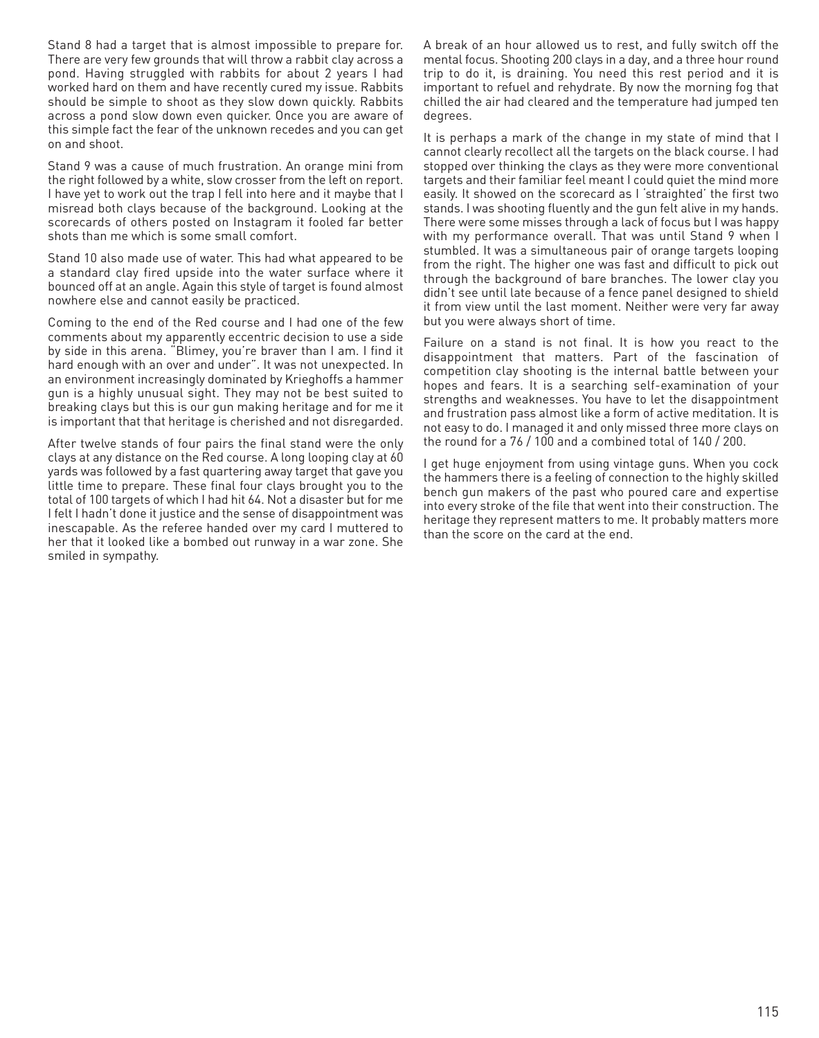Stand 8 had a target that is almost impossible to prepare for. There are very few grounds that will throw a rabbit clay across a pond. Having struggled with rabbits for about 2 years I had worked hard on them and have recently cured my issue. Rabbits should be simple to shoot as they slow down quickly. Rabbits across a pond slow down even quicker. Once you are aware of this simple fact the fear of the unknown recedes and you can get on and shoot.

Stand 9 was a cause of much frustration. An orange mini from the right followed by a white, slow crosser from the left on report. I have yet to work out the trap I fell into here and it maybe that I misread both clays because of the background. Looking at the scorecards of others posted on Instagram it fooled far better shots than me which is some small comfort.

Stand 10 also made use of water. This had what appeared to be a standard clay fired upside into the water surface where it bounced off at an angle. Again this style of target is found almost nowhere else and cannot easily be practiced.

Coming to the end of the Red course and I had one of the few comments about my apparently eccentric decision to use a side by side in this arena. "Blimey, you're braver than I am. I find it hard enough with an over and under". It was not unexpected. In an environment increasingly dominated by Krieghoffs a hammer gun is a highly unusual sight. They may not be best suited to breaking clays but this is our gun making heritage and for me it is important that that heritage is cherished and not disregarded.

After twelve stands of four pairs the final stand were the only clays at any distance on the Red course. A long looping clay at 60 yards was followed by a fast quartering away target that gave you little time to prepare. These final four clays brought you to the total of 100 targets of which I had hit 64. Not a disaster but for me I felt I hadn't done it justice and the sense of disappointment was inescapable. As the referee handed over my card I muttered to her that it looked like a bombed out runway in a war zone. She smiled in sympathy.

A break of an hour allowed us to rest, and fully switch off the mental focus. Shooting 200 clays in a day, and a three hour round trip to do it, is draining. You need this rest period and it is important to refuel and rehydrate. By now the morning fog that chilled the air had cleared and the temperature had jumped ten degrees.

It is perhaps a mark of the change in my state of mind that I cannot clearly recollect all the targets on the black course. I had stopped over thinking the clays as they were more conventional targets and their familiar feel meant I could quiet the mind more easily. It showed on the scorecard as I 'straighted' the first two stands. I was shooting fluently and the gun felt alive in my hands. There were some misses through a lack of focus but I was happy with my performance overall. That was until Stand 9 when I stumbled. It was a simultaneous pair of orange targets looping from the right. The higher one was fast and difficult to pick out through the background of bare branches. The lower clay you didn't see until late because of a fence panel designed to shield it from view until the last moment. Neither were very far away but you were always short of time.

Failure on a stand is not final. It is how you react to the disappointment that matters. Part of the fascination of competition clay shooting is the internal battle between your hopes and fears. It is a searching self-examination of your strengths and weaknesses. You have to let the disappointment and frustration pass almost like a form of active meditation. It is not easy to do. I managed it and only missed three more clays on the round for a 76 / 100 and a combined total of 140 / 200.

I get huge enjoyment from using vintage guns. When you cock the hammers there is a feeling of connection to the highly skilled bench gun makers of the past who poured care and expertise into every stroke of the file that went into their construction. The heritage they represent matters to me. It probably matters more than the score on the card at the end.